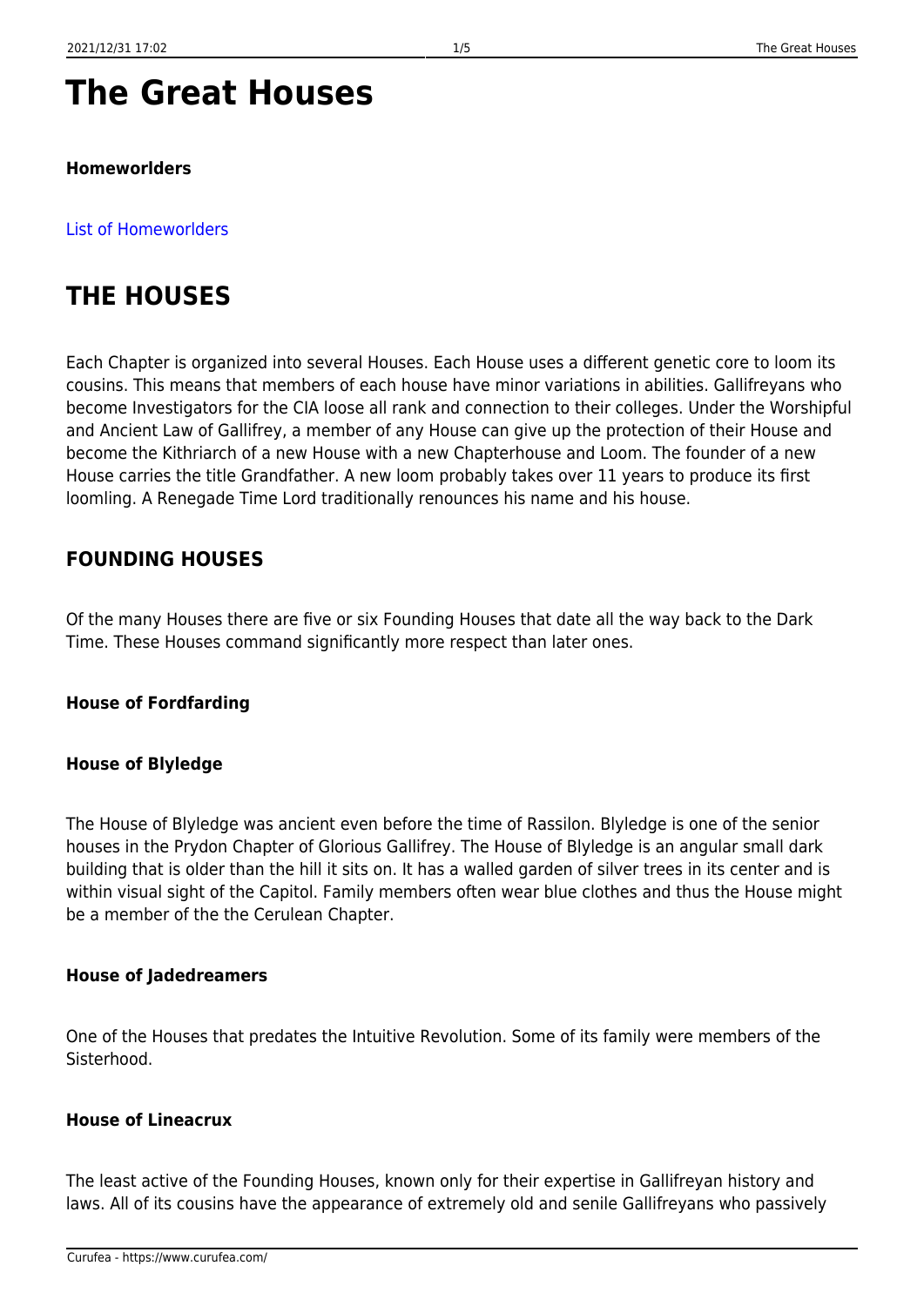# The Great Houses

**Homeworlders**

List of Homeworlders

# THE HOUSES

Each Chapter is organized into several Houses. Each House uses a different genetic core to loom its cousins. This means that members of each house have minor variations in abilities. Gallifreyans who become Investigators for the CIA loose all rank and connection to their colleges. Under the Worshipful and Ancient Law of Gallifrey, a member of any House can give up the protection of their House and become the Kithriarch of a new House with a new Chapterhouse and Loom. The founder of a new House carries the title Grandfather. A new loom probably takes over 11 years to produce its first loomling. A Renegade Time Lord traditionally renounces his name and his house.

## FOUNDING HOUSES

Of the many Houses there are five or six Founding Houses that date all the way back to the Dark Time. These Houses command significantly more respect than later ones.

**House of Fordfarding**

**House of Blyledge**

The House of Blyledge was ancient even before the time of Rassilon. Blyledge is one of the senior houses in the Prydon Chapter of Glorious Gallifrey. The House of Blyledge is an angular small dark building that is older than the hill it sits on. It has a walled garden of silver trees in its center and is within visual sight of the Capitol. Family members often wear blue clothes and thus the House might be a member of the the Cerulean Chapter.

**House of Jadedreamers**

One of the Houses that predates the Intuitive Revolution. Some of its family were members of the Sisterhood.

**House of Lineacrux**

The least active of the Founding Houses, known only for their expertise in Gallifreyan history and laws. All of its cousins have the appearance of extremely old and senile Gallifreyans who passively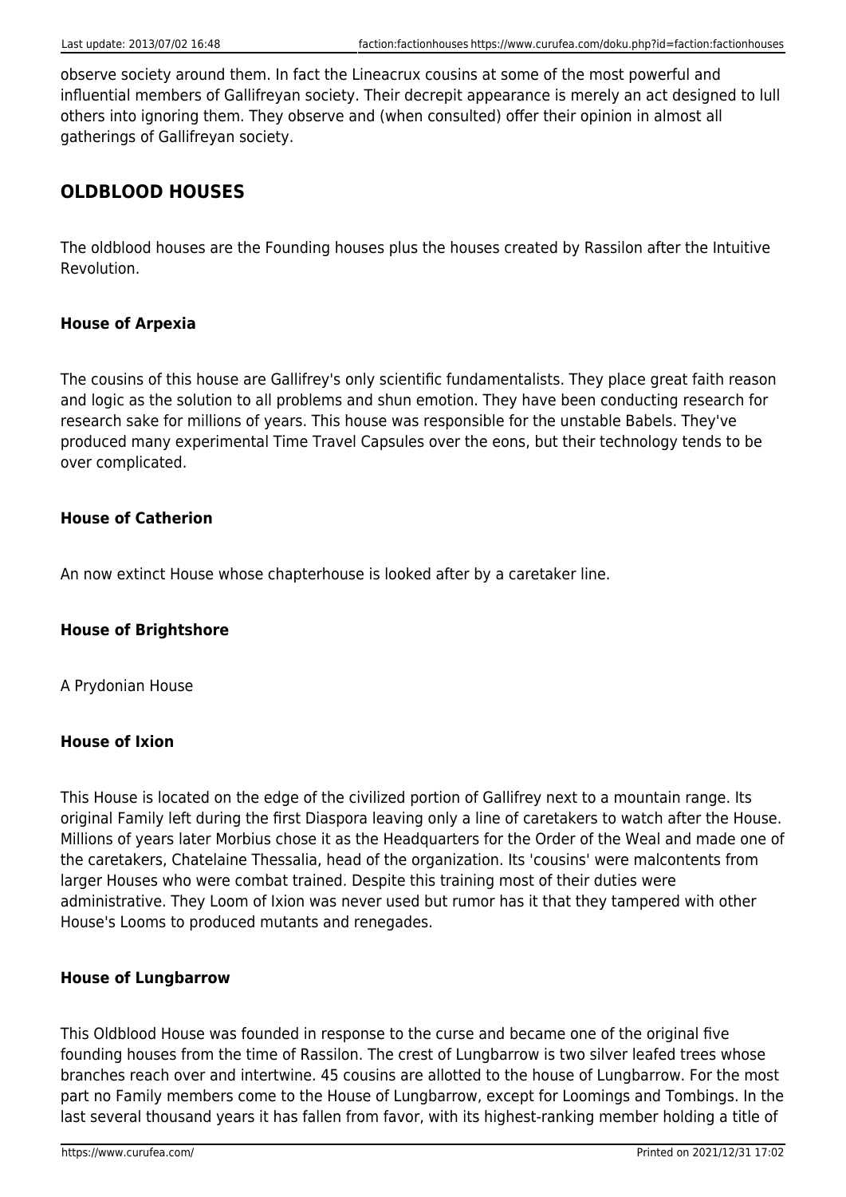observe society around them. In fact the Lineacrux cousins at some of the most powerful and influential members of Gallifreyan society. Their decrepit appearance is merely an act designed to lull others into ignoring them. They observe and (when consulted) offer their opinion in almost all gatherings of Gallifreyan society.

## OLDBLOOD HOUSES

The oldblood houses are the Founding houses plus the houses created by Rassilon after the Intuitive Revolution.

#### House of Arpexia

The cousins of this house are Gallifrey's only scientific fundamentalists. They place great faith reason and logic as the solution to all problems and shun emotion. They have been conducting research for research sake for millions of years. This house was responsible for the unstable Babels. They've produced many experimental Time Travel Capsules over the eons, but their technology tends to be over complicated.

#### House of Catherion

An now extinct House whose chapterhouse is looked after by a caretaker line.

#### House of Brightshore

A Prydonian House

#### House of Ixion

This House is located on the edge of the civilized portion of Gallifrey next to a mountain range. Its original Family left during the first Diaspora leaving only a line of caretakers to watch after the House. Millions of years later Morbius chose it as the Headquarters for the Order of the Weal and made one of the caretakers, Chatelaine Thessalia, head of the organization. Its 'cousins' were malcontents from larger Houses who were combat trained. Despite this training most of their duties were administrative. They Loom of Ixion was never used but rumor has it that they tampered with other House's Looms to produced mutants and renegades.

#### House of Lungbarrow

This Oldblood House was founded in response to the curse and became one of the original five founding houses from the time of Rassilon. The crest of Lungbarrow is two silver leafed trees whose branches reach over and intertwine. 45 cousins are allotted to the house of Lungbarrow. For the most part no Family members come to the House of Lungbarrow, except for Loomings and Tombings. In the last several thousand years it has fallen from favor, with its highest-ranking member holding a title of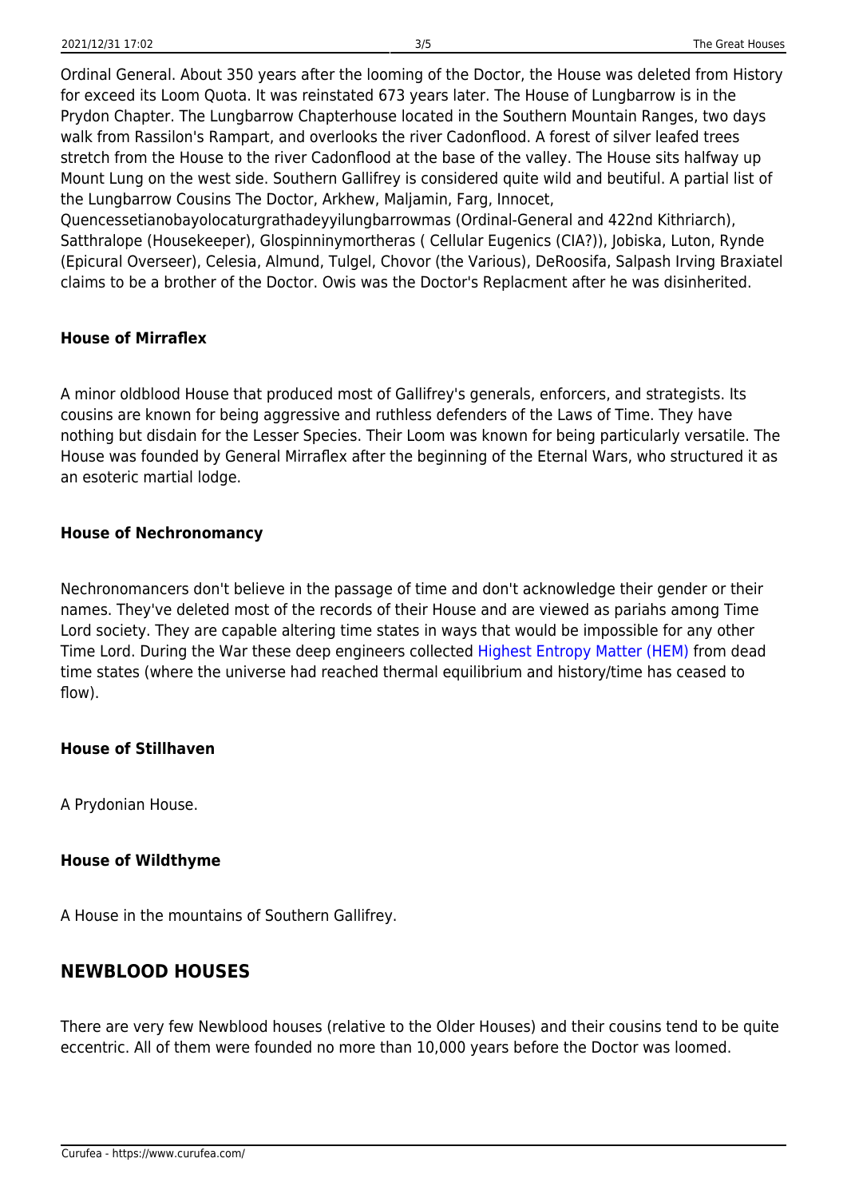Ordinal General. About 350 years after the looming of the Doctor, the House was deleted from History for exceed its Loom Quota. It was reinstated 673 years later. The House of Lungbarrow is in the Prydon Chapter. The Lungbarrow Chapterhouse located in the Southern Mountain Ranges, two days walk from Rassilon's Rampart, and overlooks the river Cadonflood. A forest of silver leafed trees stretch from the House to the river Cadonflood at the base of the valley. The House sits halfway up Mount Lung on the west side. Southern Gallifrey is considered quite wild and beutiful. A partial list of the Lungbarrow Cousins The Doctor, Arkhew, Maljamin, Farg, Innocet, Quencessetianobayolocaturgrathadeyyilungbarrowmas (Ordinal-General and 422nd Kithriarch), Satthralope (Housekeeper), Glospinninymortheras ( Cellular Eugenics (CIA?)), Jobiska, Luton, Rynde (Epicural Overseer), Celesia, Almund, Tulgel, Chovor (the Various), DeRoosifa, Salpash Irving Braxiatel claims to be a brother of the Doctor. Owis was the Doctor's Replacment after he was disinherited.

**House of Mirraflex**

A minor oldblood House that produced most of Gallifrey's generals, enforcers, and strategists. Its cousins are known for being aggressive and ruthless defenders of the Laws of Time. They have nothing but disdain for the Lesser Species. Their Loom was known for being particularly versatile. The House was founded by General Mirraflex after the beginning of the Eternal Wars, who structured it as an esoteric martial lodge.

**House of Nechronomancy**

Nechronomancers don't believe in the passage of time and don't acknowledge their gender or their names. They've deleted most of the records of their House and are viewed as pariahs among Time Lord society. They are capable altering time states in ways that would be impossible for any other Time Lord. During the War these deep engineers collected Highest Entropy Matter (HEM) from dead time states (where the universe had reached thermal equilibrium and history/time has ceased to flow).

**House of Stillhaven**

A Prydonian House.

**House of Wildthyme**

A House in the mountains of Southern Gallifrey.

## NEWBLOOD HOUSES

There are very few Newblood houses (relative to the Older Houses) and their cousins tend to be quite eccentric. All of them were founded no more than 10,000 years before the Doctor was loomed.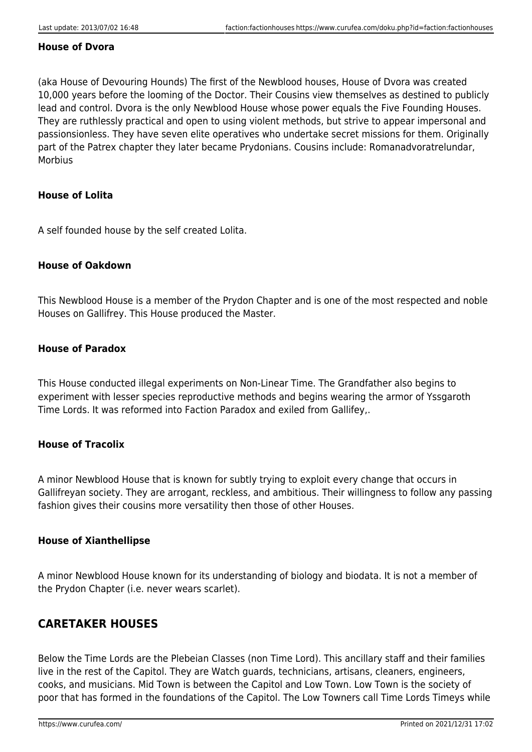#### House of Dvora

(aka House of Devouring Hounds) The first of the Newblood houses, House of Dvora was created 10,000 years before the looming of the Doctor. Their Cousins view themselves as destined to publicly lead and control. Dvora is the only Newblood House whose power equals the Five Founding Houses. They are ruthlessly practical and open to using violent methods, but strive to appear impersonal and passionsionless. They have seven elite operatives who undertake secret missions for them. Originally part of the Patrex chapter they later became Prydonians. Cousins include: Romanadvoratrelundar, Morbius

#### House of Lolita

A self founded house by the self created Lolita.

#### House of Oakdown

This Newblood House is a member of the Prydon Chapter and is one of the most respected and noble Houses on Gallifrey. This House produced the Master.

#### House of Paradox

This House conducted illegal experiments on Non-Linear Time. The Grandfather also begins to experiment with lesser species reproductive methods and begins wearing the armor of Yssgaroth Time Lords. It was reformed into Faction Paradox and exiled from Gallifey,.

#### House of Tracolix

A minor Newblood House that is known for subtly trying to exploit every change that occurs in Gallifreyan society. They are arrogant, reckless, and ambitious. Their willingness to follow any passing fashion gives their cousins more versatility then those of other Houses.

#### House of Xianthellipse

A minor Newblood House known for its understanding of biology and biodata. It is not a member of the Prydon Chapter (i.e. never wears scarlet).

## CARETAKER HOUSES

Below the Time Lords are the Plebeian Classes (non Time Lord). This ancillary staff and their families live in the rest of the Capitol. They are Watch guards, technicians, artisans, cleaners, engineers, cooks, and musicians. Mid Town is between the Capitol and Low Town. Low Town is the society of poor that has formed in the foundations of the Capitol. The Low Towners call Time Lords Timeys while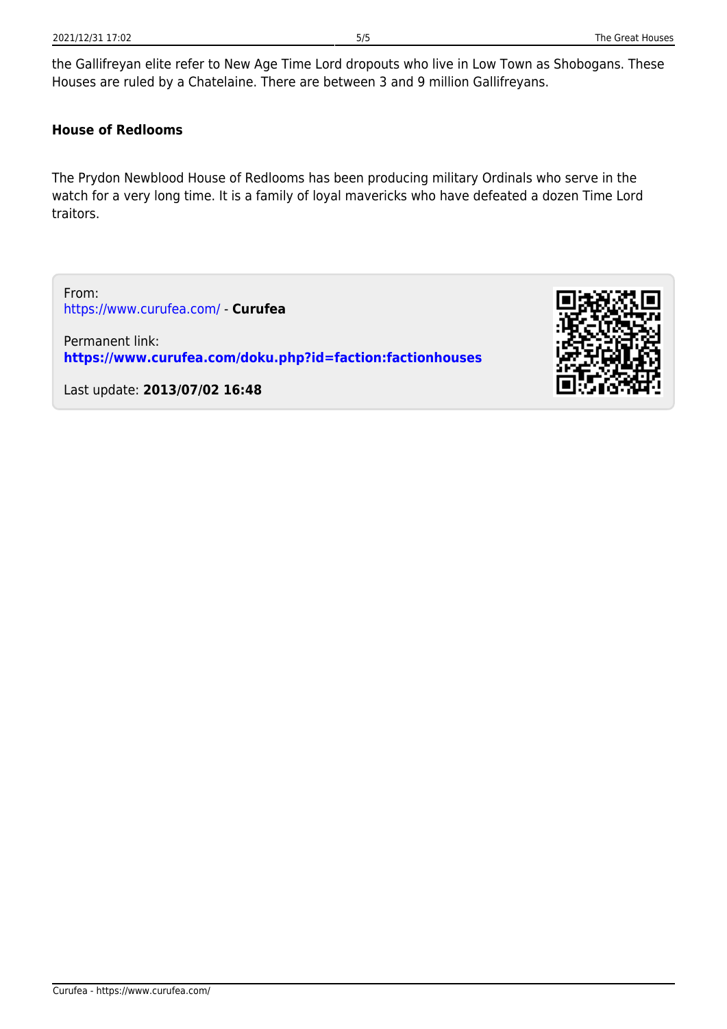the Gallifreyan elite refer to New Age Time Lord dropouts who live in Low Town as Shobogans. These Houses are ruled by a Chatelaine. There are between 3 and 9 million Gallifreyans.

### House of Redlooms

The Prydon Newblood House of Redlooms has been producing military Ordinals who serve in the watch for a very long time. It is a family of loyal mavericks who have defeated a dozen Time Lord traitors.

From:
https://www.curufea.com/ - **Curufea**

Permanent link:
**https://www.curufea.com/doku.php?id=faction:factionhouses**

Last update: **2013/07/02 16:48**